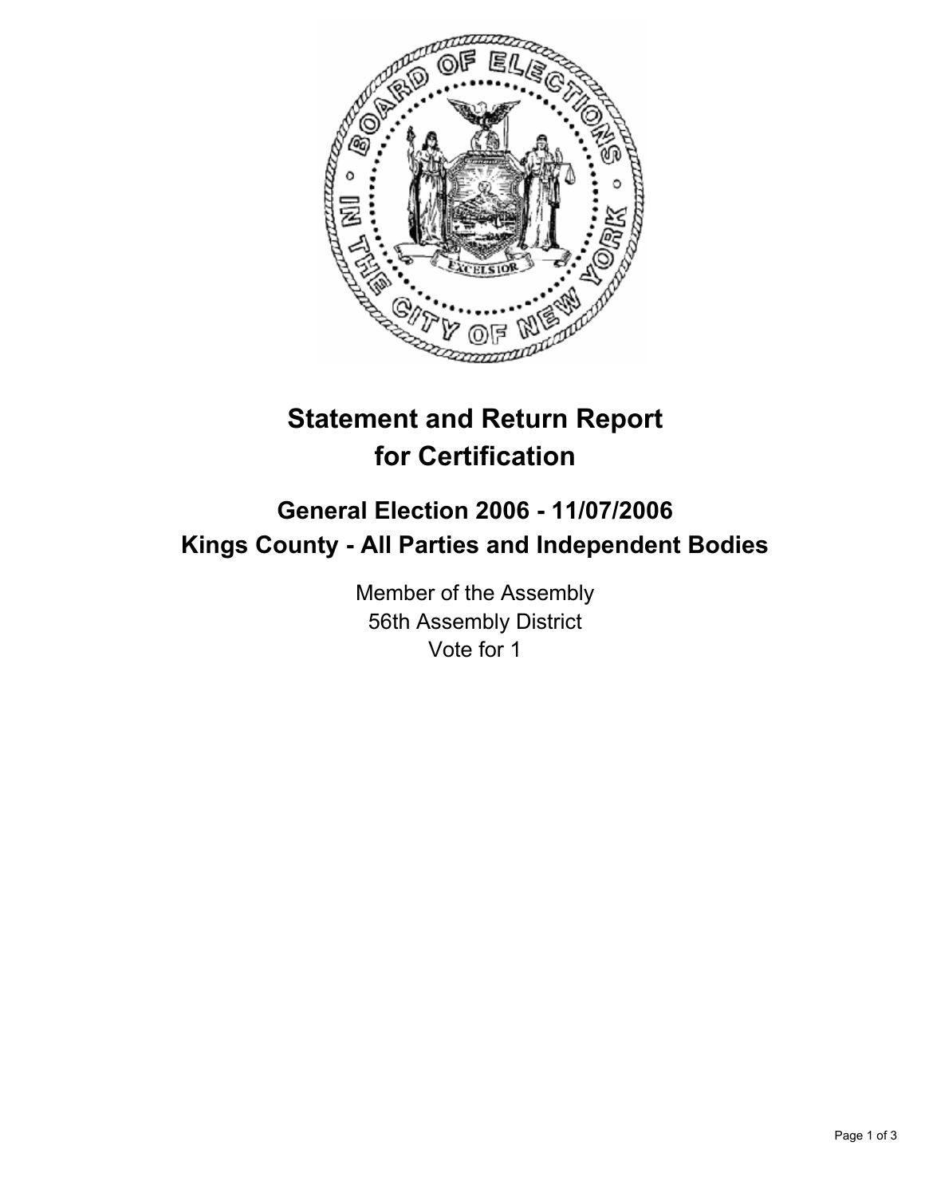# Statement and Return Report for Certification

## General Election 2006 - 11/07/2006
## Kings County - All Parties and Independent Bodies

Member of the Assembly
56th Assembly District
Vote for 1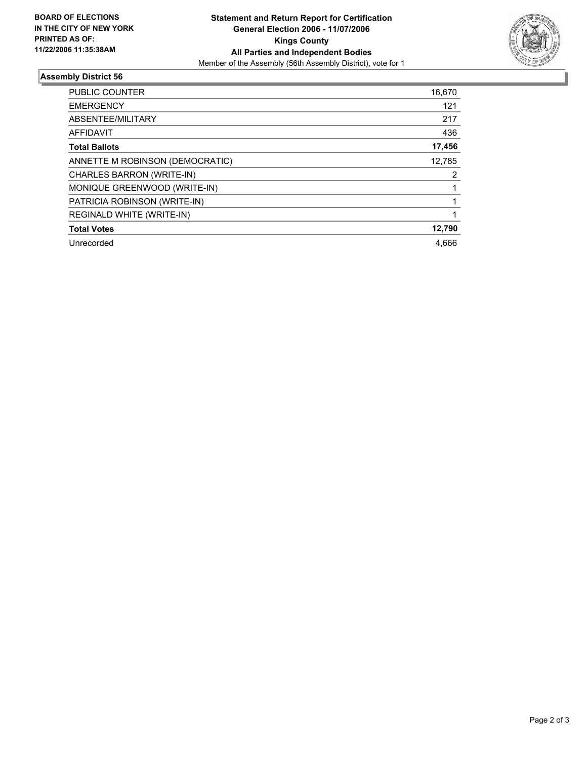**BOARD OF ELECTIONS IN THE CITY OF NEW YORK PRINTED AS OF: 11/22/2006 11:35:38AM**

**Statement and Return Report for Certification**
**General Election 2006 - 11/07/2006**
**Kings County**
**All Parties and Independent Bodies**
Member of the Assembly (56th Assembly District), vote for 1

## Assembly District 56

| | |
|---|---:|
| PUBLIC COUNTER | 16,670 |
| EMERGENCY | 121 |
| ABSENTEE/MILITARY | 217 |
| AFFIDAVIT | 436 |
| **Total Ballots** | **17,456** |
| ANNETTE M ROBINSON (DEMOCRATIC) | 12,785 |
| CHARLES BARRON (WRITE-IN) | 2 |
| MONIQUE GREENWOOD (WRITE-IN) | 1 |
| PATRICIA ROBINSON (WRITE-IN) | 1 |
| REGINALD WHITE (WRITE-IN) | 1 |
| **Total Votes** | **12,790** |
| Unrecorded | 4,666 |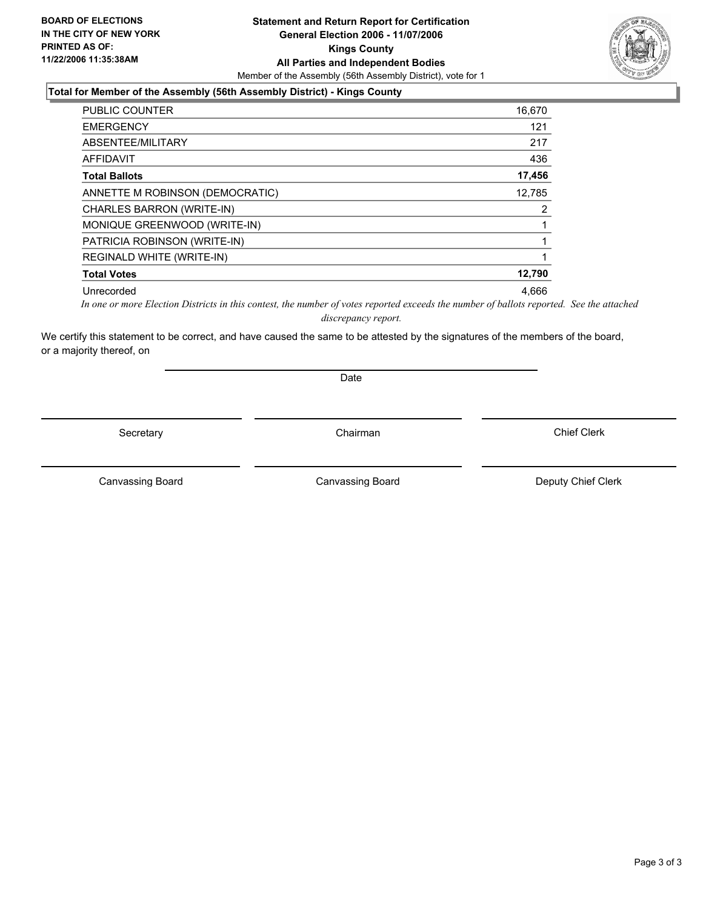**BOARD OF ELECTIONS IN THE CITY OF NEW YORK PRINTED AS OF: 11/22/2006 11:35:38AM**

**Statement and Return Report for Certification**
**General Election 2006 - 11/07/2006**
**Kings County**
**All Parties and Independent Bodies**
Member of the Assembly (56th Assembly District), vote for 1

### Total for Member of the Assembly (56th Assembly District) - Kings County

| | |
|---|---|
| PUBLIC COUNTER | 16,670 |
| EMERGENCY | 121 |
| ABSENTEE/MILITARY | 217 |
| AFFIDAVIT | 436 |
| **Total Ballots** | **17,456** |
| ANNETTE M ROBINSON (DEMOCRATIC) | 12,785 |
| CHARLES BARRON (WRITE-IN) | 2 |
| MONIQUE GREENWOOD (WRITE-IN) | 1 |
| PATRICIA ROBINSON (WRITE-IN) | 1 |
| REGINALD WHITE (WRITE-IN) | 1 |
| **Total Votes** | **12,790** |
| Unrecorded | 4,666 |

*In one or more Election Districts in this contest, the number of votes reported exceeds the number of ballots reported. See the attached discrepancy report.*

We certify this statement to be correct, and have caused the same to be attested by the signatures of the members of the board, or a majority thereof, on

Date

Secretary | Chairman | Chief Clerk

Canvassing Board | Canvassing Board | Deputy Chief Clerk